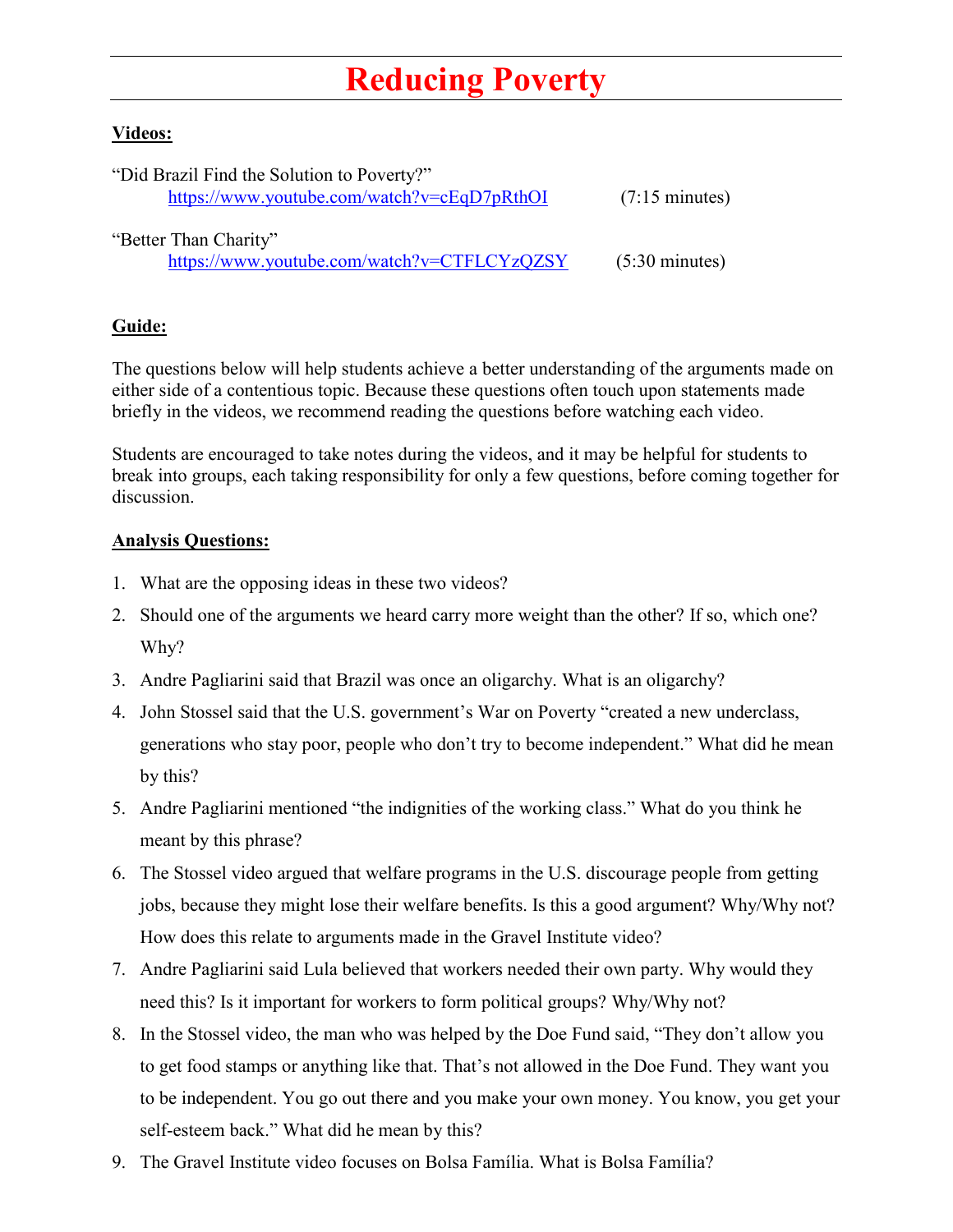# Reducing Poverty

**Videos:**

"Did Brazil Find the Solution to Poverty?"
https://www.youtube.com/watch?v=cEqD7pRthOI (7:15 minutes)

"Better Than Charity"
https://www.youtube.com/watch?v=CTFLCYzQZSY (5:30 minutes)

**Guide:**

The questions below will help students achieve a better understanding of the arguments made on either side of a contentious topic. Because these questions often touch upon statements made briefly in the videos, we recommend reading the questions before watching each video.

Students are encouraged to take notes during the videos, and it may be helpful for students to break into groups, each taking responsibility for only a few questions, before coming together for discussion.

**Analysis Questions:**

1. What are the opposing ideas in these two videos?
2. Should one of the arguments we heard carry more weight than the other? If so, which one? Why?
3. Andre Pagliarini said that Brazil was once an oligarchy. What is an oligarchy?
4. John Stossel said that the U.S. government's War on Poverty "created a new underclass, generations who stay poor, people who don't try to become independent." What did he mean by this?
5. Andre Pagliarini mentioned "the indignities of the working class." What do you think he meant by this phrase?
6. The Stossel video argued that welfare programs in the U.S. discourage people from getting jobs, because they might lose their welfare benefits. Is this a good argument? Why/Why not? How does this relate to arguments made in the Gravel Institute video?
7. Andre Pagliarini said Lula believed that workers needed their own party. Why would they need this? Is it important for workers to form political groups? Why/Why not?
8. In the Stossel video, the man who was helped by the Doe Fund said, "They don't allow you to get food stamps or anything like that. That's not allowed in the Doe Fund. They want you to be independent. You go out there and you make your own money. You know, you get your self-esteem back." What did he mean by this?
9. The Gravel Institute video focuses on Bolsa Família. What is Bolsa Família?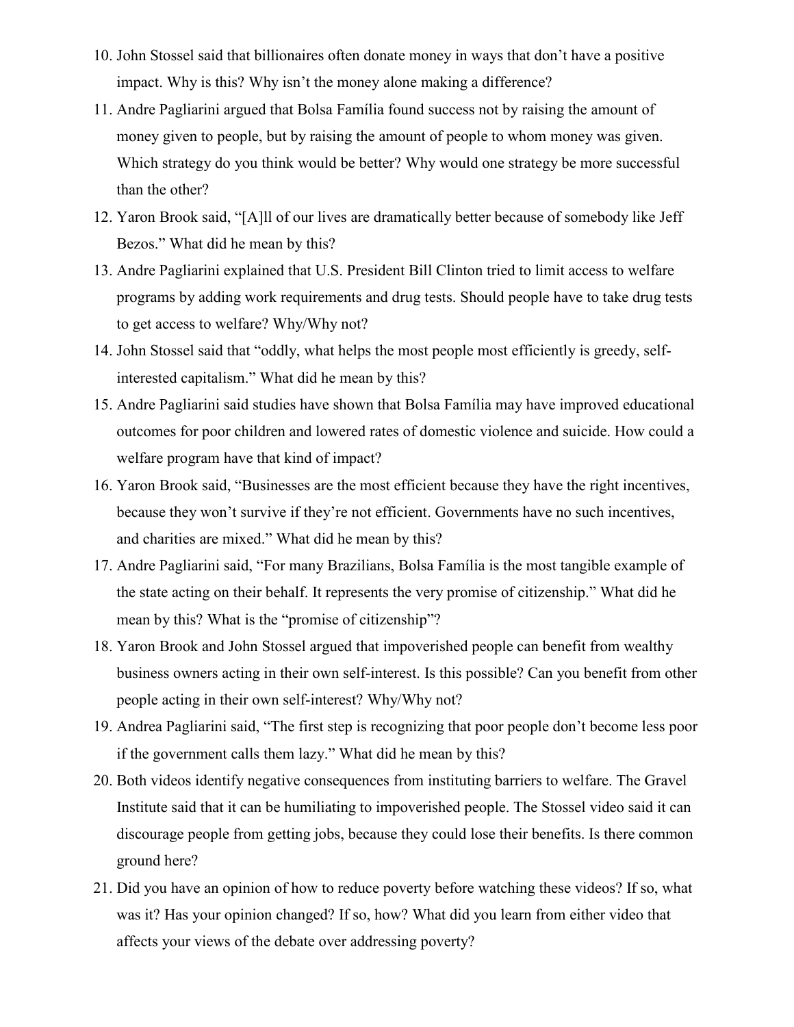10. John Stossel said that billionaires often donate money in ways that don't have a positive impact. Why is this? Why isn't the money alone making a difference?
11. Andre Pagliarini argued that Bolsa Família found success not by raising the amount of money given to people, but by raising the amount of people to whom money was given. Which strategy do you think would be better? Why would one strategy be more successful than the other?
12. Yaron Brook said, "[A]ll of our lives are dramatically better because of somebody like Jeff Bezos." What did he mean by this?
13. Andre Pagliarini explained that U.S. President Bill Clinton tried to limit access to welfare programs by adding work requirements and drug tests. Should people have to take drug tests to get access to welfare? Why/Why not?
14. John Stossel said that "oddly, what helps the most people most efficiently is greedy, self-interested capitalism." What did he mean by this?
15. Andre Pagliarini said studies have shown that Bolsa Família may have improved educational outcomes for poor children and lowered rates of domestic violence and suicide. How could a welfare program have that kind of impact?
16. Yaron Brook said, "Businesses are the most efficient because they have the right incentives, because they won't survive if they're not efficient. Governments have no such incentives, and charities are mixed." What did he mean by this?
17. Andre Pagliarini said, "For many Brazilians, Bolsa Família is the most tangible example of the state acting on their behalf. It represents the very promise of citizenship." What did he mean by this? What is the "promise of citizenship"?
18. Yaron Brook and John Stossel argued that impoverished people can benefit from wealthy business owners acting in their own self-interest. Is this possible? Can you benefit from other people acting in their own self-interest? Why/Why not?
19. Andrea Pagliarini said, "The first step is recognizing that poor people don't become less poor if the government calls them lazy." What did he mean by this?
20. Both videos identify negative consequences from instituting barriers to welfare. The Gravel Institute said that it can be humiliating to impoverished people. The Stossel video said it can discourage people from getting jobs, because they could lose their benefits. Is there common ground here?
21. Did you have an opinion of how to reduce poverty before watching these videos? If so, what was it? Has your opinion changed? If so, how? What did you learn from either video that affects your views of the debate over addressing poverty?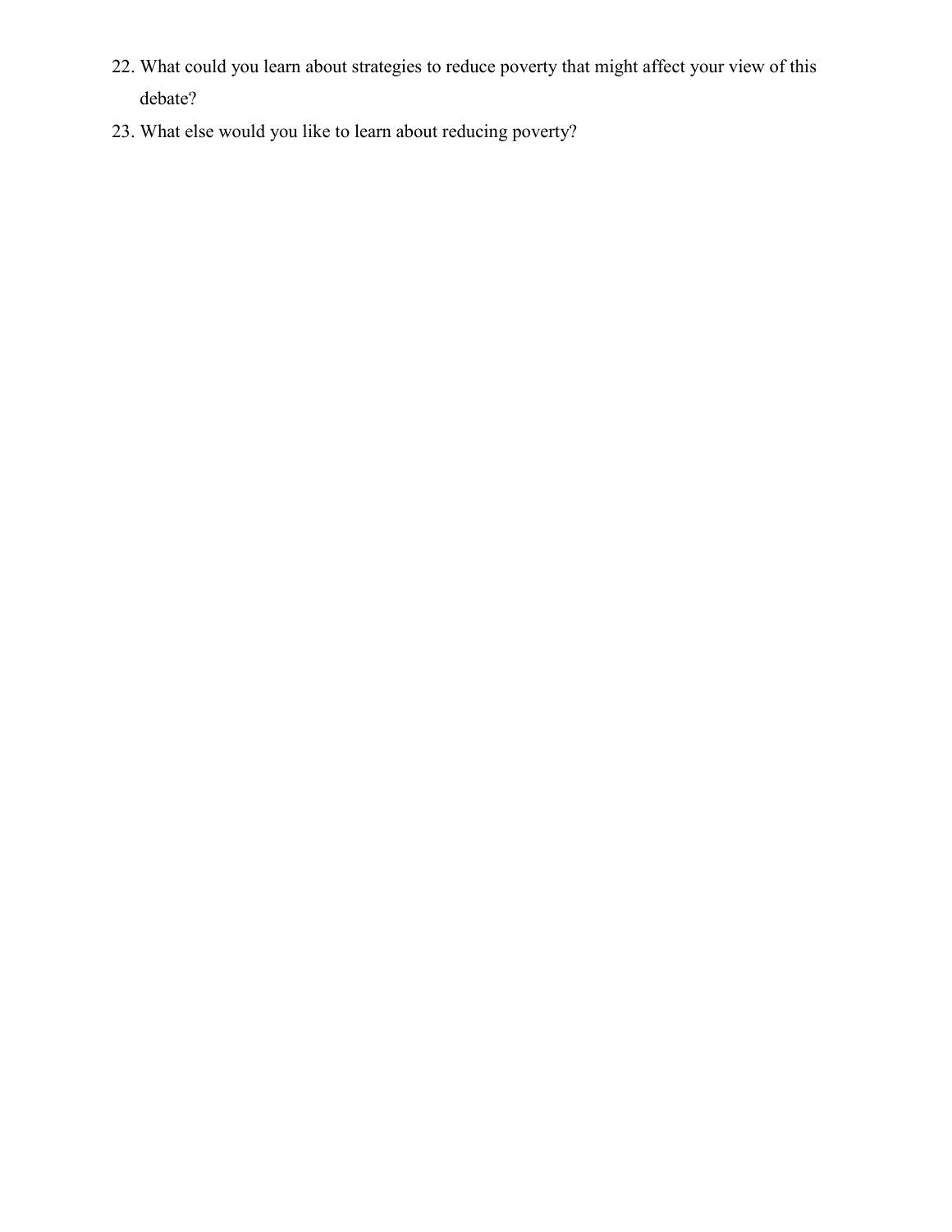22. What could you learn about strategies to reduce poverty that might affect your view of this debate?
23. What else would you like to learn about reducing poverty?